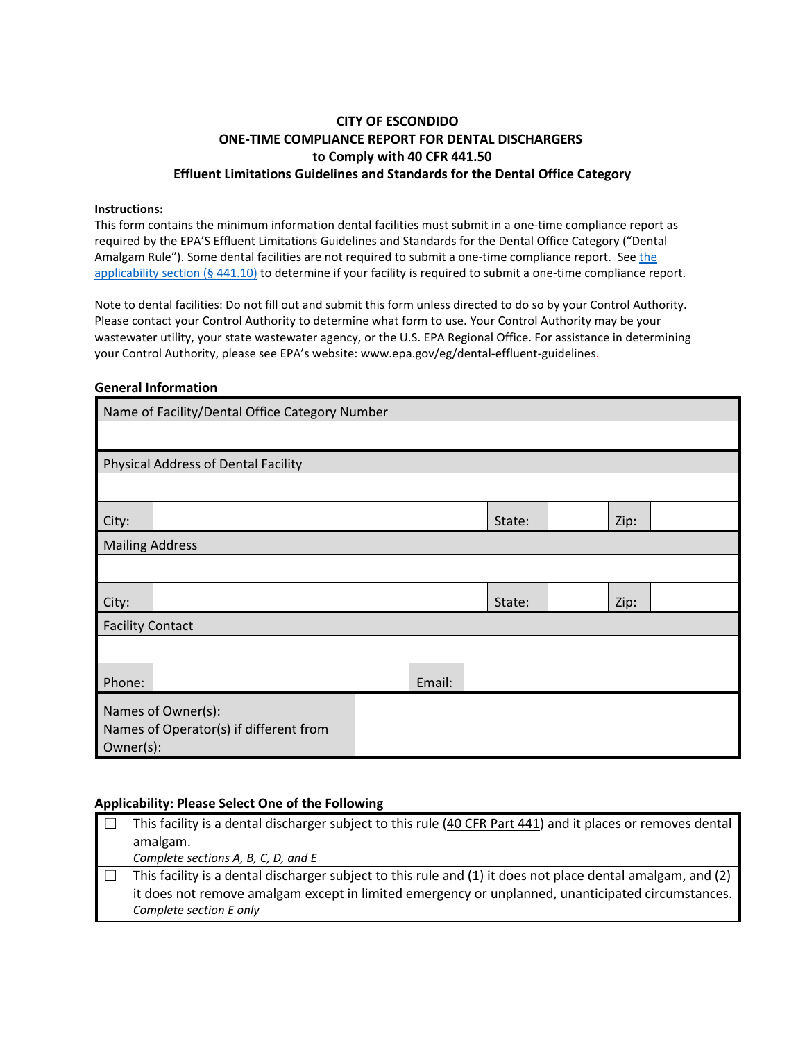**CITY OF ESCONDIDO**
**ONE-TIME COMPLIANCE REPORT FOR DENTAL DISCHARGERS**
**to Comply with 40 CFR 441.50**
**Effluent Limitations Guidelines and Standards for the Dental Office Category**

**Instructions:**

This form contains the minimum information dental facilities must submit in a one-time compliance report as required by the EPA'S Effluent Limitations Guidelines and Standards for the Dental Office Category ("Dental Amalgam Rule"). Some dental facilities are not required to submit a one-time compliance report. See the applicability section (§ 441.10) to determine if your facility is required to submit a one-time compliance report.

Note to dental facilities: Do not fill out and submit this form unless directed to do so by your Control Authority. Please contact your Control Authority to determine what form to use. Your Control Authority may be your wastewater utility, your state wastewater agency, or the U.S. EPA Regional Office. For assistance in determining your Control Authority, please see EPA's website: www.epa.gov/eg/dental-effluent-guidelines.

**General Information**

| | | | | | |
|---|---|---|---|---|---|
| Name of Facility/Dental Office Category Number | | | | | |
| | | | | | |
| Physical Address of Dental Facility | | | | | |
| | | | | | |
| City: | | State: | | Zip: | |
| Mailing Address | | | | | |
| | | | | | |
| City: | | State: | | Zip: | |
| Facility Contact | | | | | |
| | | | | | |
| Phone: | | Email: | | | |
| Names of Owner(s): | | | | | |
| Names of Operator(s) if different from Owner(s): | | | | | |

**Applicability: Please Select One of the Following**

| | |
|---|---|
| ☐ | This facility is a dental discharger subject to this rule (40 CFR Part 441) and it places or removes dental amalgam. *Complete sections A, B, C, D, and E* |
| ☐ | This facility is a dental discharger subject to this rule and (1) it does not place dental amalgam, and (2) it does not remove amalgam except in limited emergency or unplanned, unanticipated circumstances. *Complete section E only* |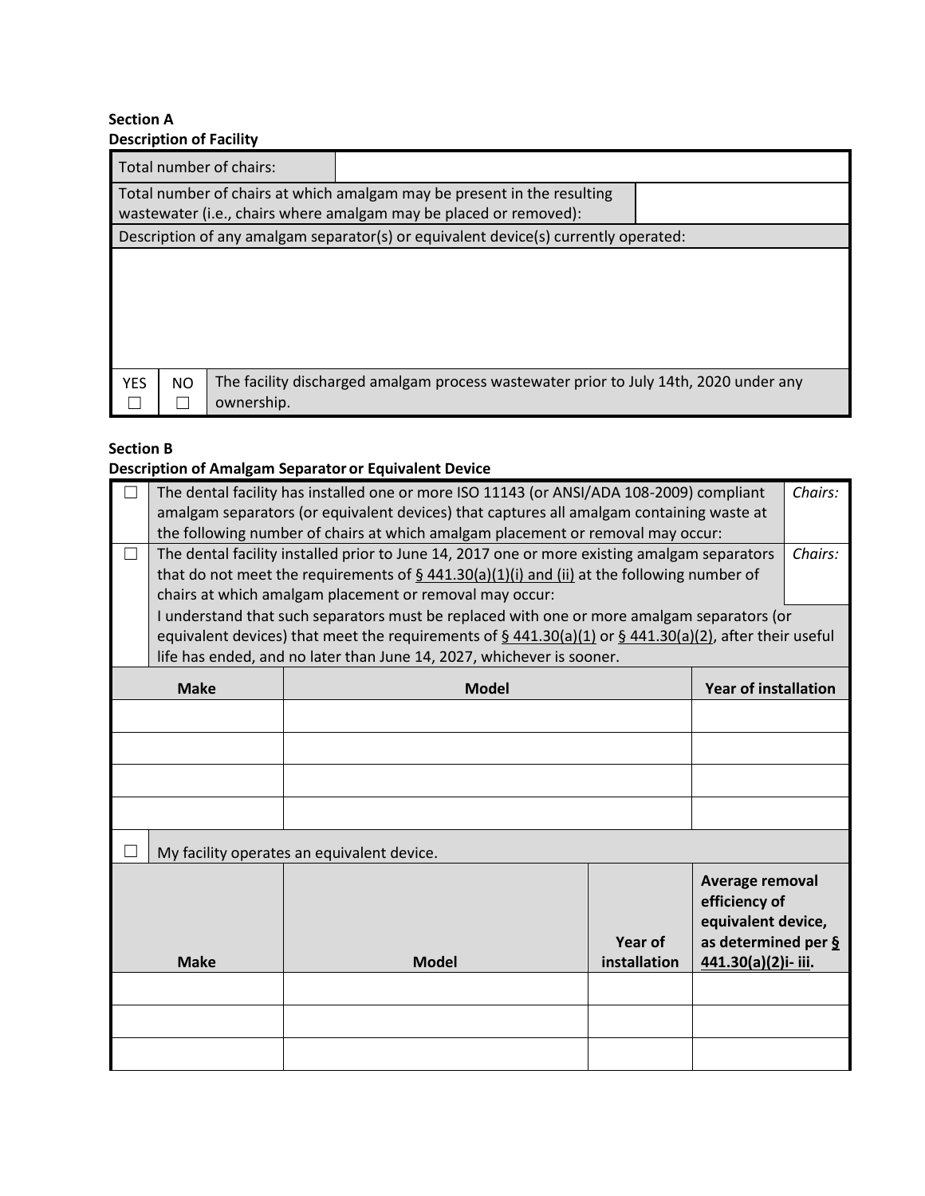**Section A**
**Description of Facility**

| | |
|---|---|
| Total number of chairs: | |
| Total number of chairs at which amalgam may be present in the resulting wastewater (i.e., chairs where amalgam may be placed or removed): | |
| Description of any amalgam separator(s) or equivalent device(s) currently operated: | |
| | |

| YES | NO | |
|---|---|---|
| ☐ | ☐ | The facility discharged amalgam process wastewater prior to July 14th, 2020 under any ownership. |

**Section B**
**Description of Amalgam Separator or Equivalent Device**

| | | |
|---|---|---|
| ☐ | The dental facility has installed one or more ISO 11143 (or ANSI/ADA 108-2009) compliant amalgam separators (or equivalent devices) that captures all amalgam containing waste at the following number of chairs at which amalgam placement or removal may occur: | *Chairs:* |
| ☐ | The dental facility installed prior to June 14, 2017 one or more existing amalgam separators that do not meet the requirements of § 441.30(a)(1)(i) and (ii) at the following number of chairs at which amalgam placement or removal may occur: | *Chairs:* |
| | I understand that such separators must be replaced with one or more amalgam separators (or equivalent devices) that meet the requirements of § 441.30(a)(1) or § 441.30(a)(2), after their useful life has ended, and no later than June 14, 2027, whichever is sooner. | |

| Make | Model | Year of installation |
|---|---|---|
| | | |
| | | |
| | | |
| | | |

☐ My facility operates an equivalent device.

| Make | Model | Year of installation | Average removal efficiency of equivalent device, as determined per § 441.30(a)(2)i- iii. |
|---|---|---|---|
| | | | |
| | | | |
| | | | |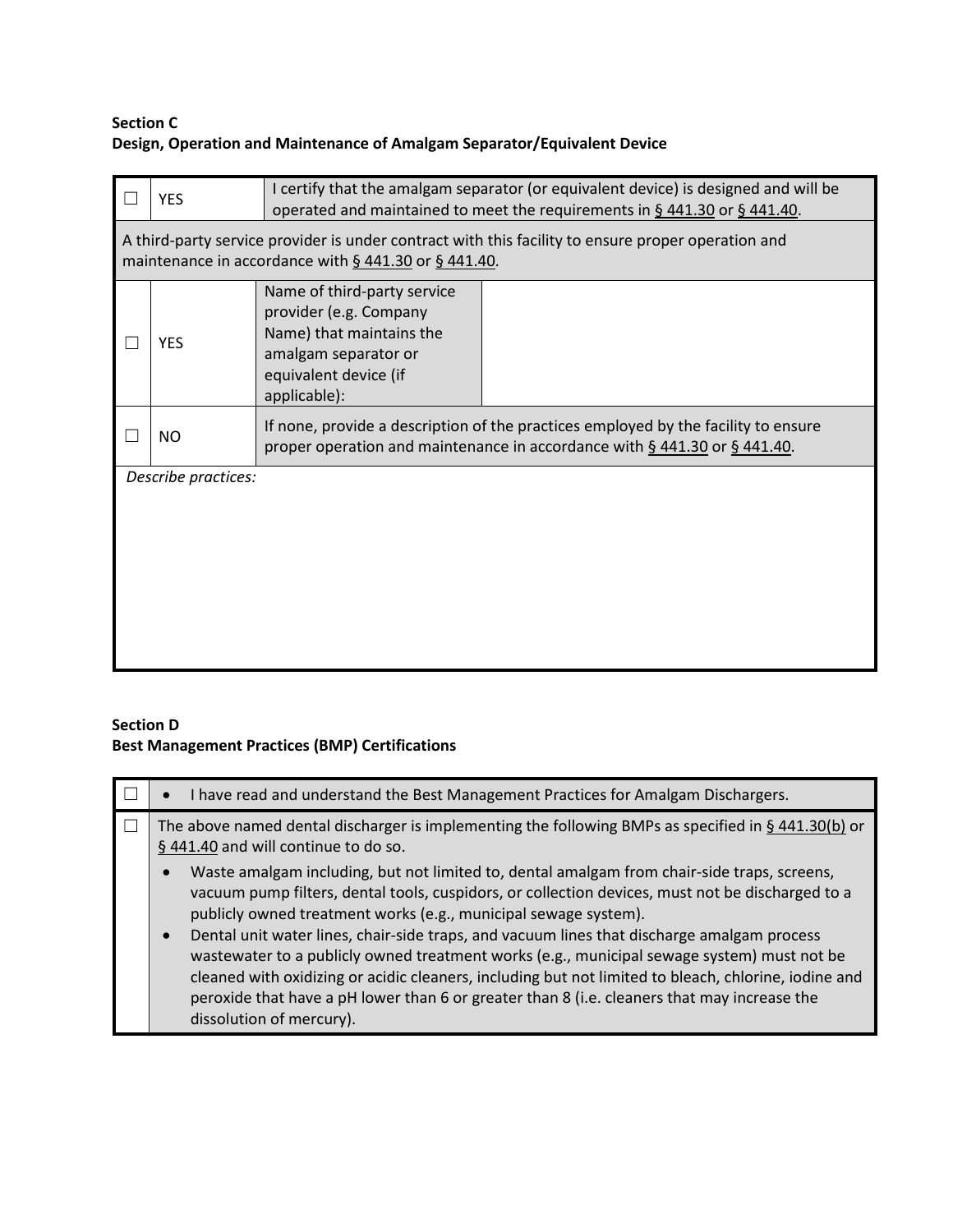**Section C**
**Design, Operation and Maintenance of Amalgam Separator/Equivalent Device**

| | | | |
|---|---|---|---|
| ☐ | YES | I certify that the amalgam separator (or equivalent device) is designed and will be operated and maintained to meet the requirements in § 441.30 or § 441.40. | |
| A third-party service provider is under contract with this facility to ensure proper operation and maintenance in accordance with § 441.30 or § 441.40. | | | |
| ☐ | YES | Name of third-party service provider (e.g. Company Name) that maintains the amalgam separator or equivalent device (if applicable): | |
| ☐ | NO | If none, provide a description of the practices employed by the facility to ensure proper operation and maintenance in accordance with § 441.30 or § 441.40. | |
| *Describe practices:* | | | |

**Section D**
**Best Management Practices (BMP) Certifications**

| | |
|---|---|
| ☐ | • I have read and understand the Best Management Practices for Amalgam Dischargers. |
| ☐ | The above named dental discharger is implementing the following BMPs as specified in § 441.30(b) or § 441.40 and will continue to do so.<br>• Waste amalgam including, but not limited to, dental amalgam from chair-side traps, screens, vacuum pump filters, dental tools, cuspidors, or collection devices, must not be discharged to a publicly owned treatment works (e.g., municipal sewage system).<br>• Dental unit water lines, chair-side traps, and vacuum lines that discharge amalgam process wastewater to a publicly owned treatment works (e.g., municipal sewage system) must not be cleaned with oxidizing or acidic cleaners, including but not limited to bleach, chlorine, iodine and peroxide that have a pH lower than 6 or greater than 8 (i.e. cleaners that may increase the dissolution of mercury). |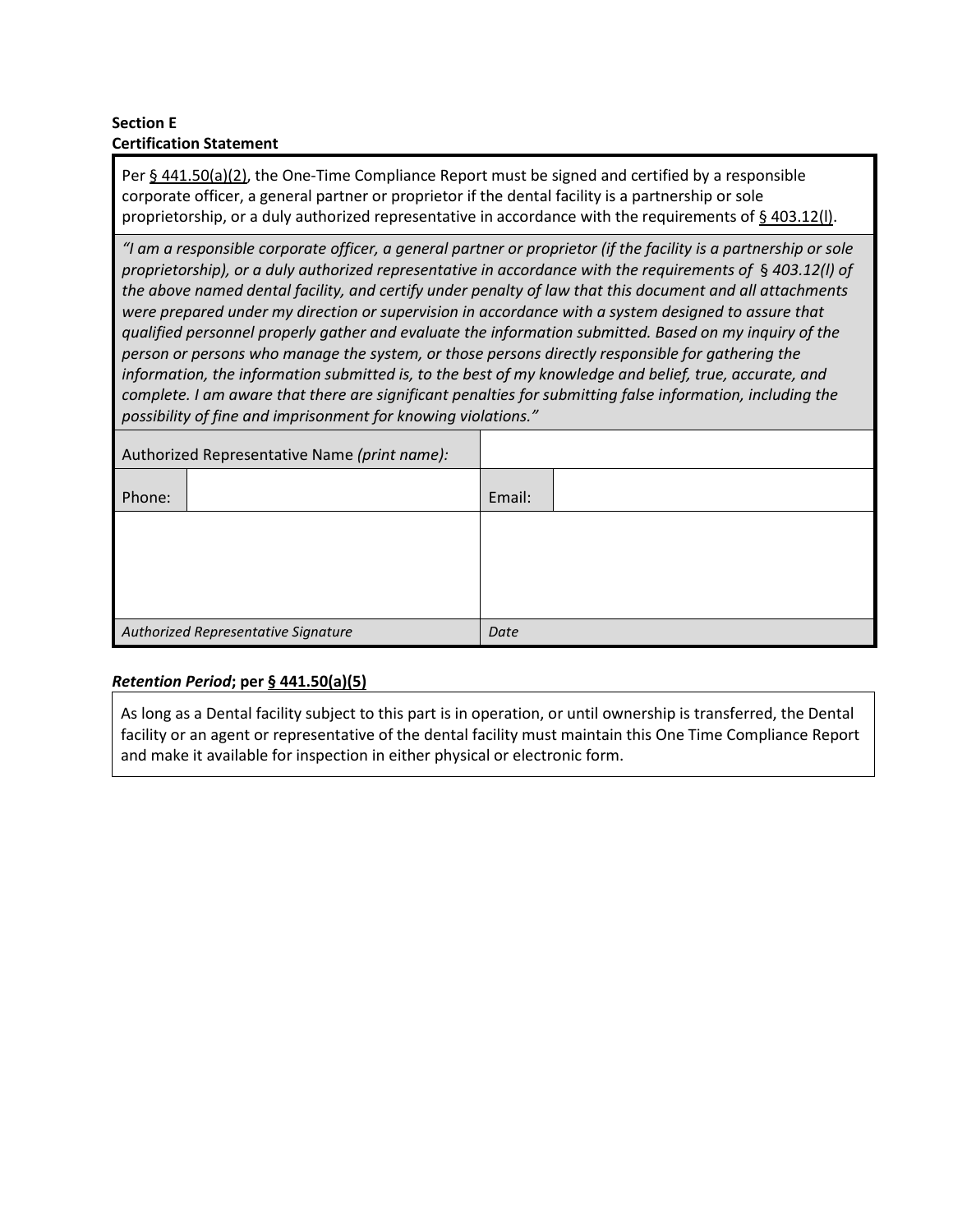**Section E**
**Certification Statement**

Per § 441.50(a)(2), the One-Time Compliance Report must be signed and certified by a responsible corporate officer, a general partner or proprietor if the dental facility is a partnership or sole proprietorship, or a duly authorized representative in accordance with the requirements of § 403.12(l).

*"I am a responsible corporate officer, a general partner or proprietor (if the facility is a partnership or sole proprietorship), or a duly authorized representative in accordance with the requirements of § 403.12(l) of the above named dental facility, and certify under penalty of law that this document and all attachments were prepared under my direction or supervision in accordance with a system designed to assure that qualified personnel properly gather and evaluate the information submitted. Based on my inquiry of the person or persons who manage the system, or those persons directly responsible for gathering the information, the information submitted is, to the best of my knowledge and belief, true, accurate, and complete. I am aware that there are significant penalties for submitting false information, including the possibility of fine and imprisonment for knowing violations."*

| | | | |
|---|---|---|---|
| Authorized Representative Name *(print name)*: | | | |
| Phone: | | Email: | |
| | | | |
| *Authorized Representative Signature* | | *Date* | |

***Retention Period*; per § 441.50(a)(5)**

As long as a Dental facility subject to this part is in operation, or until ownership is transferred, the Dental facility or an agent or representative of the dental facility must maintain this One Time Compliance Report and make it available for inspection in either physical or electronic form.